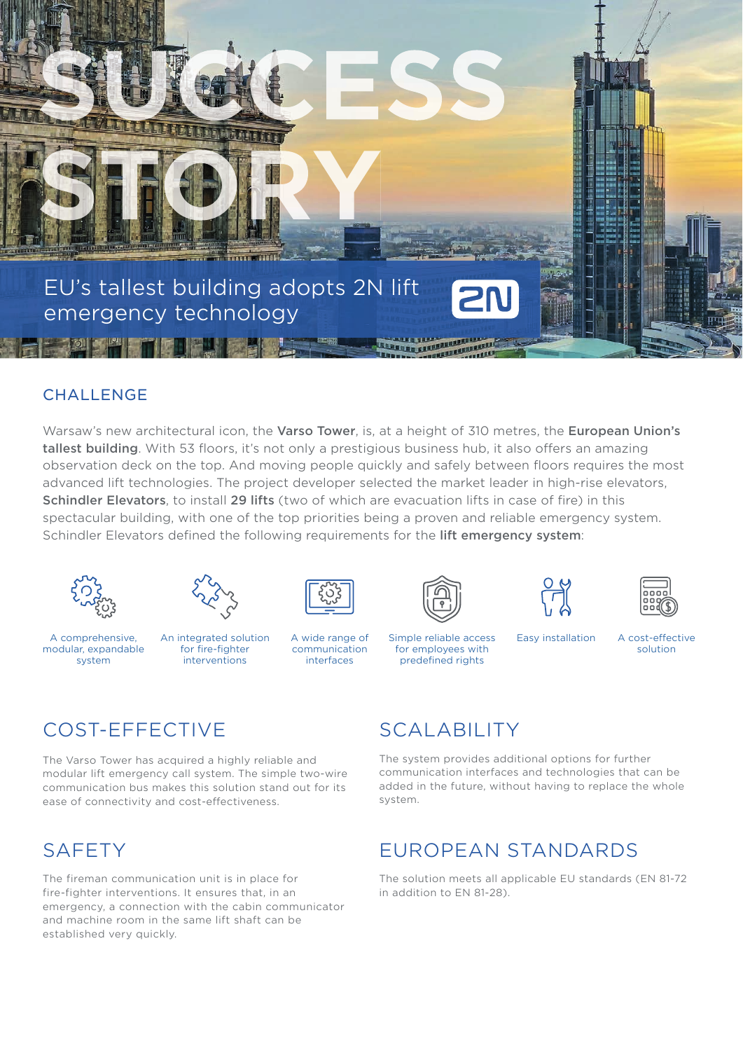# SUCCESS STORY

## EU's tallest building adopts 2N lift emergency technology

2N

## CHALLENGE

Warsaw's new architectural icon, the **Varso Tower**, is, at a height of 310 metres, the **European Union's tallest building**. With 53 floors, it's not only a prestigious business hub, it also offers an amazing observation deck on the top. And moving people quickly and safely between floors requires the most advanced lift technologies. The project developer selected the market leader in high-rise elevators, **Schindler Elevators**, to install **29 lifts** (two of which are evacuation lifts in case of fire) in this spectacular building, with one of the top priorities being a proven and reliable emergency system. Schindler Elevators defined the following requirements for the **lift emergency system**:

- A comprehensive, modular, expandable system
- An integrated solution for fire-fighter interventions
- A wide range of communication interfaces
- Simple reliable access for employees with predefined rights
- Easy installation
- A cost-effective solution

## COST-EFFECTIVE

The Varso Tower has acquired a highly reliable and modular lift emergency call system. The simple two-wire communication bus makes this solution stand out for its ease of connectivity and cost-effectiveness.

## SCALABILITY

The system provides additional options for further communication interfaces and technologies that can be added in the future, without having to replace the whole system.

## SAFETY

The fireman communication unit is in place for fire-fighter interventions. It ensures that, in an emergency, a connection with the cabin communicator and machine room in the same lift shaft can be established very quickly.

## EUROPEAN STANDARDS

The solution meets all applicable EU standards (EN 81-72 in addition to EN 81-28).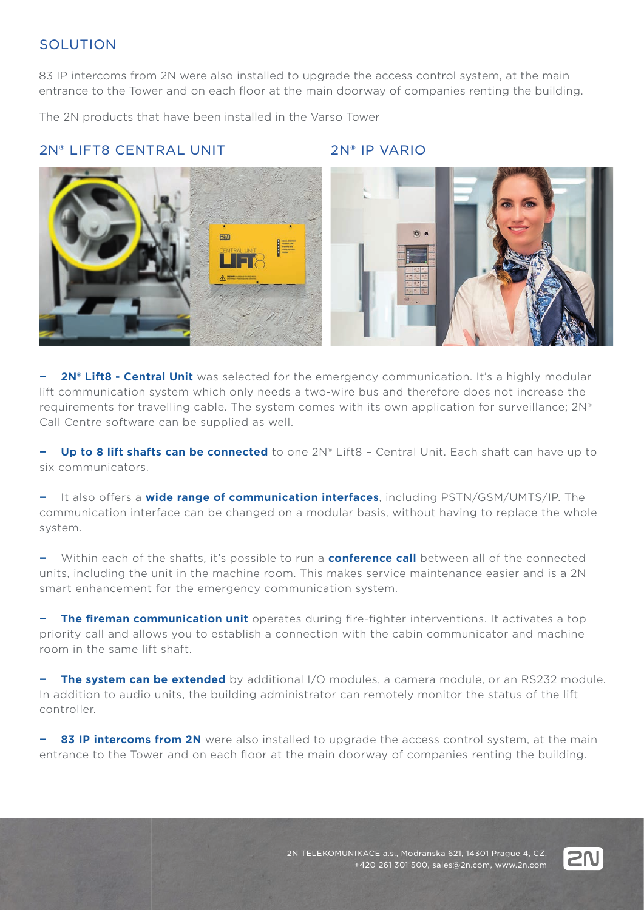## SOLUTION

83 IP intercoms from 2N were also installed to upgrade the access control system, at the main entrance to the Tower and on each floor at the main doorway of companies renting the building.

The 2N products that have been installed in the Varso Tower

### 2N® LIFT8 CENTRAL UNIT

### 2N® IP VARIO

- **2N® Lift8 - Central Unit** was selected for the emergency communication. It's a highly modular lift communication system which only needs a two-wire bus and therefore does not increase the requirements for travelling cable. The system comes with its own application for surveillance; 2N® Call Centre software can be supplied as well.
- **Up to 8 lift shafts can be connected** to one 2N® Lift8 – Central Unit. Each shaft can have up to six communicators.
- It also offers a **wide range of communication interfaces**, including PSTN/GSM/UMTS/IP. The communication interface can be changed on a modular basis, without having to replace the whole system.
- Within each of the shafts, it's possible to run a **conference call** between all of the connected units, including the unit in the machine room. This makes service maintenance easier and is a 2N smart enhancement for the emergency communication system.
- **The fireman communication unit** operates during fire-fighter interventions. It activates a top priority call and allows you to establish a connection with the cabin communicator and machine room in the same lift shaft.
- **The system can be extended** by additional I/O modules, a camera module, or an RS232 module. In addition to audio units, the building administrator can remotely monitor the status of the lift controller.
- **83 IP intercoms from 2N** were also installed to upgrade the access control system, at the main entrance to the Tower and on each floor at the main doorway of companies renting the building.

2N TELEKOMUNIKACE a.s., Modranska 621, 14301 Prague 4, CZ, +420 261 301 500, sales@2n.com, www.2n.com